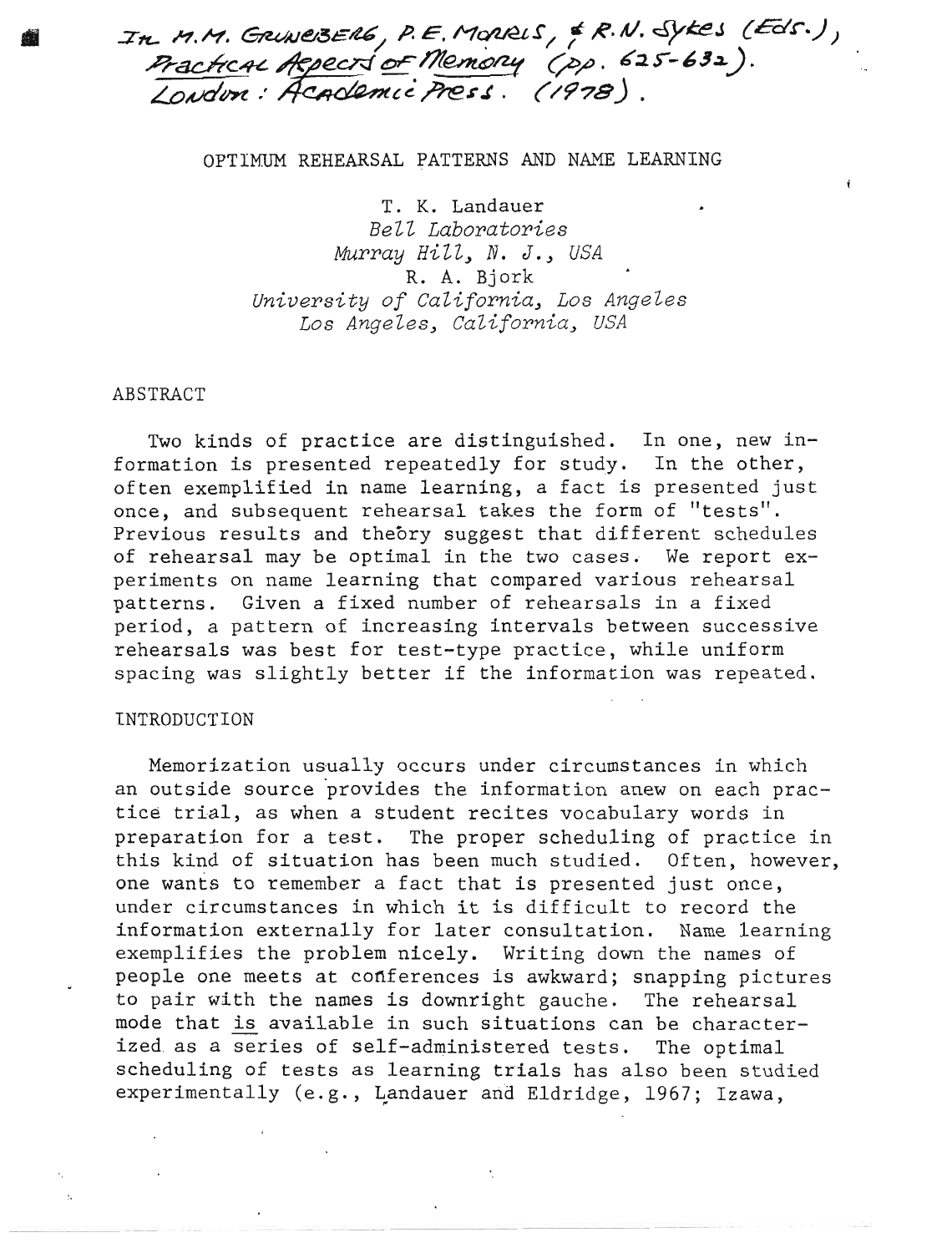In M.M. Gruneberg, P.E. Morris, & R.N. Sykes (Eds.), Practical Aspects of Memory (pp. 625-632). London: Academic Press. (1978).

# OPTIMUM REHEARSAL PATTERNS AND NAME LEARNING

T. K. Landauer
*Bell Laboratories*
*Murray Hill, N. J., USA*

R. A. Bjork
*University of California, Los Angeles*
*Los Angeles, California, USA*

## ABSTRACT

Two kinds of practice are distinguished. In one, new information is presented repeatedly for study. In the other, often exemplified in name learning, a fact is presented just once, and subsequent rehearsal takes the form of "tests". Previous results and theory suggest that different schedules of rehearsal may be optimal in the two cases. We report experiments on name learning that compared various rehearsal patterns. Given a fixed number of rehearsals in a fixed period, a pattern of increasing intervals between successive rehearsals was best for test-type practice, while uniform spacing was slightly better if the information was repeated.

## INTRODUCTION

Memorization usually occurs under circumstances in which an outside source provides the information anew on each practice trial, as when a student recites vocabulary words in preparation for a test. The proper scheduling of practice in this kind of situation has been much studied. Often, however, one wants to remember a fact that is presented just once, under circumstances in which it is difficult to record the information externally for later consultation. Name learning exemplifies the problem nicely. Writing down the names of people one meets at conferences is awkward; snapping pictures to pair with the names is downright gauche. The rehearsal mode that is available in such situations can be characterized as a series of self-administered tests. The optimal scheduling of tests as learning trials has also been studied experimentally (e.g., Landauer and Eldridge, 1967; Izawa,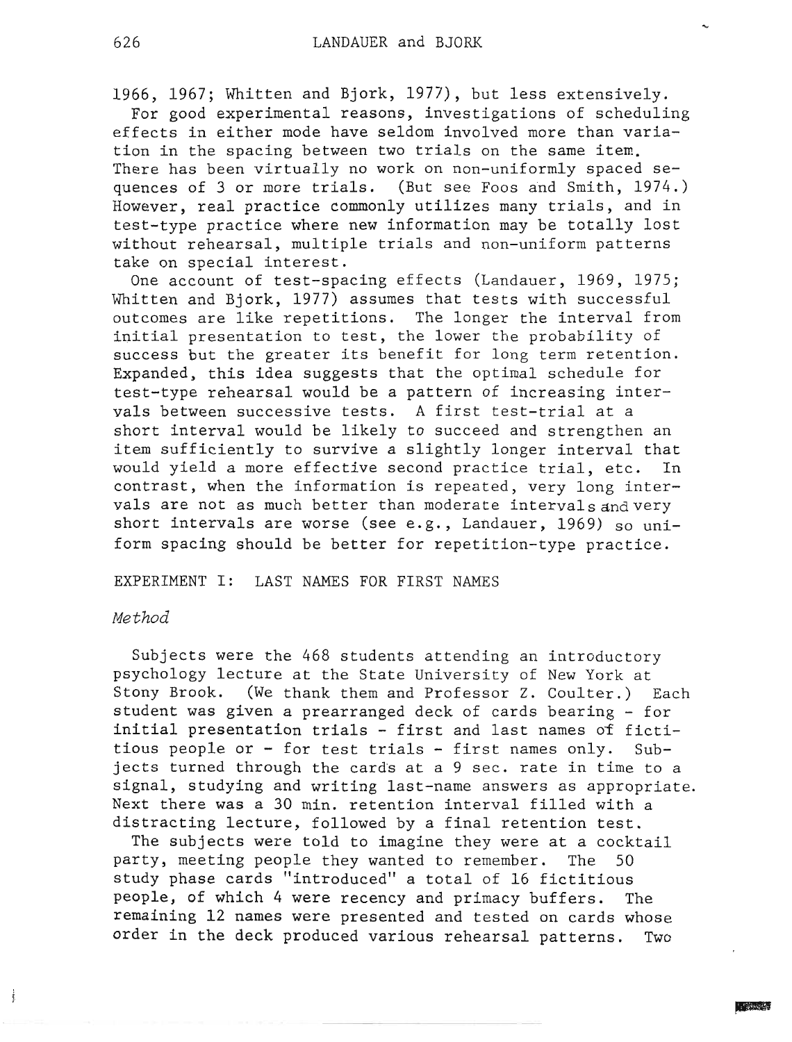1966, 1967; Whitten and Bjork, 1977), but less extensively.

For good experimental reasons, investigations of scheduling effects in either mode have seldom involved more than variation in the spacing between two trials on the same item. There has been virtually no work on non-uniformly spaced sequences of 3 or more trials. (But see Foos and Smith, 1974.) However, real practice commonly utilizes many trials, and in test-type practice where new information may be totally lost without rehearsal, multiple trials and non-uniform patterns take on special interest.

One account of test-spacing effects (Landauer, 1969, 1975; Whitten and Bjork, 1977) assumes that tests with successful outcomes are like repetitions. The longer the interval from initial presentation to test, the lower the probability of success but the greater its benefit for long term retention. Expanded, this idea suggests that the optimal schedule for test-type rehearsal would be a pattern of increasing intervals between successive tests. A first test-trial at a short interval would be likely to succeed and strengthen an item sufficiently to survive a slightly longer interval that would yield a more effective second practice trial, etc. In contrast, when the information is repeated, very long intervals are not as much better than moderate intervals and very short intervals are worse (see e.g., Landauer, 1969) so uniform spacing should be better for repetition-type practice.

## EXPERIMENT I: LAST NAMES FOR FIRST NAMES

### *Method*

Subjects were the 468 students attending an introductory psychology lecture at the State University of New York at Stony Brook. (We thank them and Professor Z. Coulter.) Each student was given a prearranged deck of cards bearing - for initial presentation trials - first and last names of fictitious people or - for test trials - first names only. Subjects turned through the cards at a 9 sec. rate in time to a signal, studying and writing last-name answers as appropriate. Next there was a 30 min. retention interval filled with a distracting lecture, followed by a final retention test.

The subjects were told to imagine they were at a cocktail party, meeting people they wanted to remember. The 50 study phase cards "introduced" a total of 16 fictitious people, of which 4 were recency and primacy buffers. The remaining 12 names were presented and tested on cards whose order in the deck produced various rehearsal patterns. Two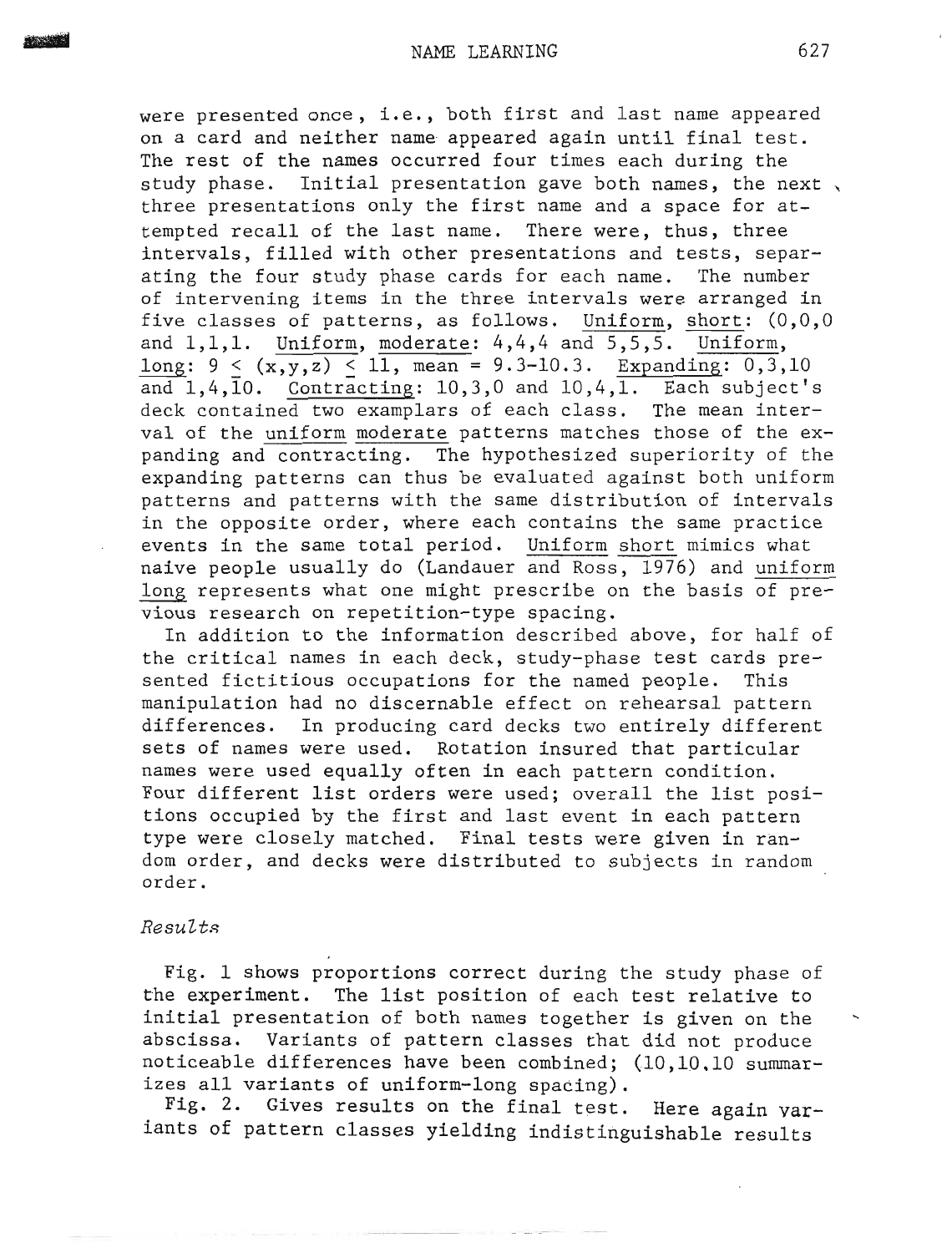were presented once, i.e., both first and last name appeared on a card and neither name appeared again until final test. The rest of the names occurred four times each during the study phase. Initial presentation gave both names, the next three presentations only the first name and a space for attempted recall of the last name. There were, thus, three intervals, filled with other presentations and tests, separating the four study phase cards for each name. The number of intervening items in the three intervals were arranged in five classes of patterns, as follows. Uniform, short: (0,0,0 and 1,1,1. Uniform, moderate: 4,4,4 and 5,5,5. Uniform, long: $9 \leq (x,y,z) \leq 11$, mean = 9.3-10.3. Expanding: 0,3,10 and 1,4,10. Contracting: 10,3,0 and 10,4,1. Each subject's deck contained two examplars of each class. The mean interval of the uniform moderate patterns matches those of the expanding and contracting. The hypothesized superiority of the expanding patterns can thus be evaluated against both uniform patterns and patterns with the same distribution of intervals in the opposite order, where each contains the same practice events in the same total period. Uniform short mimics what naive people usually do (Landauer and Ross, 1976) and uniform long represents what one might prescribe on the basis of previous research on repetition-type spacing.

In addition to the information described above, for half of the critical names in each deck, study-phase test cards presented fictitious occupations for the named people. This manipulation had no discernable effect on rehearsal pattern differences. In producing card decks two entirely different sets of names were used. Rotation insured that particular names were used equally often in each pattern condition. Four different list orders were used; overall the list positions occupied by the first and last event in each pattern type were closely matched. Final tests were given in random order, and decks were distributed to subjects in random order.

*Results*

Fig. 1 shows proportions correct during the study phase of the experiment. The list position of each test relative to initial presentation of both names together is given on the abscissa. Variants of pattern classes that did not produce noticeable differences have been combined; (10,10,10 summarizes all variants of uniform-long spacing).

Fig. 2. Gives results on the final test. Here again variants of pattern classes yielding indistinguishable results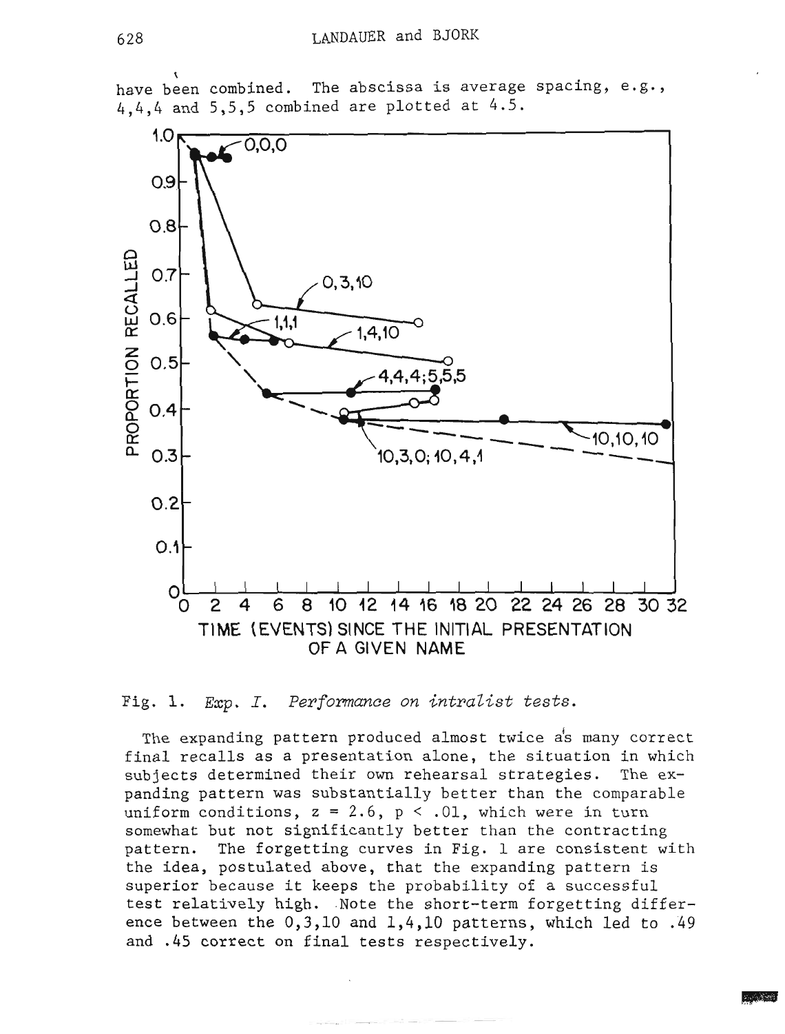have been combined. The abscissa is average spacing, e.g., 4,4,4 and 5,5,5 combined are plotted at 4.5.

Fig. 1. *Exp. I. Performance on intralist tests.*

The expanding pattern produced almost twice as many correct final recalls as a presentation alone, the situation in which subjects determined their own rehearsal strategies. The expanding pattern was substantially better than the comparable uniform conditions, $z = 2.6$, $p < .01$, which were in turn somewhat but not significantly better than the contracting pattern. The forgetting curves in Fig. 1 are consistent with the idea, postulated above, that the expanding pattern is superior because it keeps the probability of a successful test relatively high. Note the short-term forgetting difference between the 0,3,10 and 1,4,10 patterns, which led to .49 and .45 correct on final tests respectively.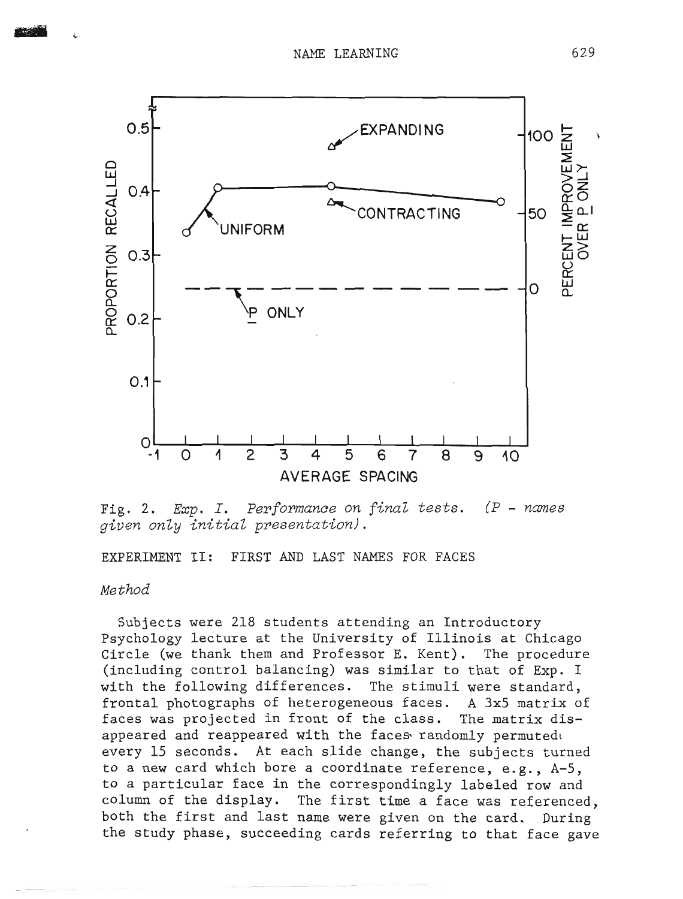Fig. 2. *Exp. I. Performance on final tests. (P - names given only initial presentation).*

## EXPERIMENT II: FIRST AND LAST NAMES FOR FACES

### *Method*

Subjects were 218 students attending an Introductory Psychology lecture at the University of Illinois at Chicago Circle (we thank them and Professor E. Kent). The procedure (including control balancing) was similar to that of Exp. I with the following differences. The stimuli were standard, frontal photographs of heterogeneous faces. A 3x5 matrix of faces was projected in front of the class. The matrix disappeared and reappeared with the faces randomly permuted every 15 seconds. At each slide change, the subjects turned to a new card which bore a coordinate reference, e.g., A-5, to a particular face in the correspondingly labeled row and column of the display. The first time a face was referenced, both the first and last name were given on the card. During the study phase, succeeding cards referring to that face gave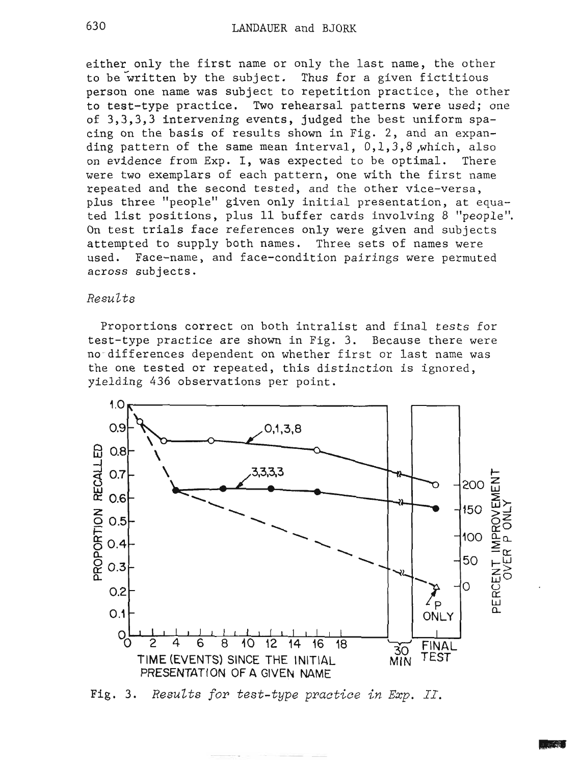either only the first name or only the last name, the other to be written by the subject. Thus for a given fictitious person one name was subject to repetition practice, the other to test-type practice. Two rehearsal patterns were used; one of 3,3,3,3 intervening events, judged the best uniform spacing on the basis of results shown in Fig. 2, and an expanding pattern of the same mean interval, 0,1,3,8 ,which, also on evidence from Exp. I, was expected to be optimal. There were two exemplars of each pattern, one with the first name repeated and the second tested, and the other vice-versa, plus three "people" given only initial presentation, at equated list positions, plus 11 buffer cards involving 8 "people". On test trials face references only were given and subjects attempted to supply both names. Three sets of names were used. Face-name, and face-condition pairings were permuted across subjects.

*Results*

Proportions correct on both intralist and final tests for test-type practice are shown in Fig. 3. Because there were no differences dependent on whether first or last name was the one tested or repeated, this distinction is ignored, yielding 436 observations per point.

Fig. 3. *Results for test-type practice in Exp. II.*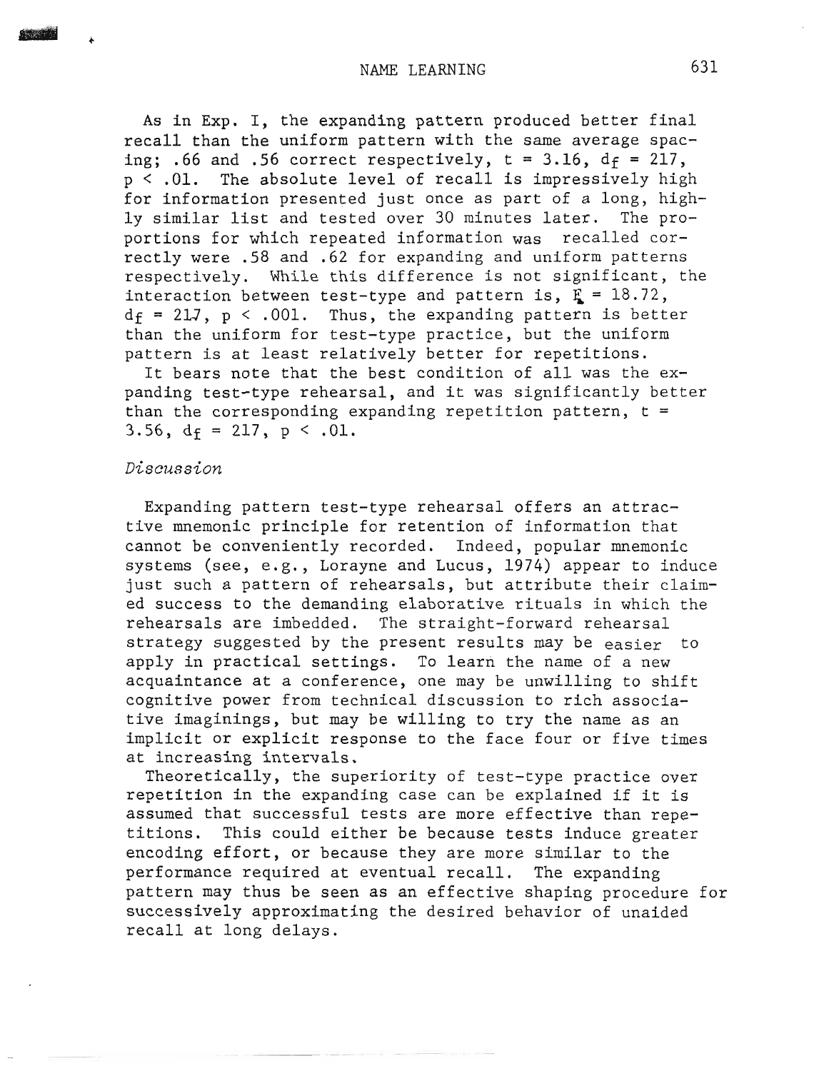As in Exp. I, the expanding pattern produced better final recall than the uniform pattern with the same average spacing; .66 and .56 correct respectively, $t = 3.16$, $d_f = 217$, $p < .01$. The absolute level of recall is impressively high for information presented just once as part of a long, highly similar list and tested over 30 minutes later. The proportions for which repeated information was recalled correctly were .58 and .62 for expanding and uniform patterns respectively. While this difference is not significant, the interaction between test-type and pattern is, $F = 18.72$, $d_f = 217$, $p < .001$. Thus, the expanding pattern is better than the uniform for test-type practice, but the uniform pattern is at least relatively better for repetitions.

It bears note that the best condition of all was the expanding test-type rehearsal, and it was significantly better than the corresponding expanding repetition pattern, $t = 3.56$, $d_f = 217$, $p < .01$.

### *Discussion*

Expanding pattern test-type rehearsal offers an attractive mnemonic principle for retention of information that cannot be conveniently recorded. Indeed, popular mnemonic systems (see, e.g., Lorayne and Lucus, 1974) appear to induce just such a pattern of rehearsals, but attribute their claimed success to the demanding elaborative rituals in which the rehearsals are imbedded. The straight-forward rehearsal strategy suggested by the present results may be easier to apply in practical settings. To learn the name of a new acquaintance at a conference, one may be unwilling to shift cognitive power from technical discussion to rich associative imaginings, but may be willing to try the name as an implicit or explicit response to the face four or five times at increasing intervals.

Theoretically, the superiority of test-type practice over repetition in the expanding case can be explained if it is assumed that successful tests are more effective than repetitions. This could either be because tests induce greater encoding effort, or because they are more similar to the performance required at eventual recall. The expanding pattern may thus be seen as an effective shaping procedure for successively approximating the desired behavior of unaided recall at long delays.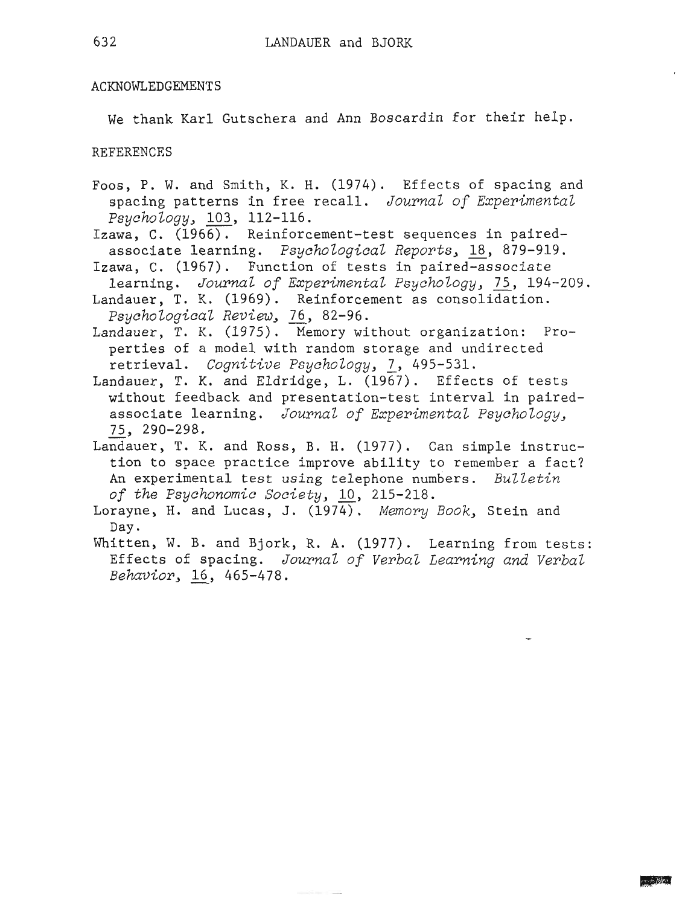## ACKNOWLEDGEMENTS

We thank Karl Gutschera and Ann Boscardin for their help.

## REFERENCES

Foos, P. W. and Smith, K. H. (1974). Effects of spacing and spacing patterns in free recall. *Journal of Experimental Psychology*, 103, 112-116.

Izawa, C. (1966). Reinforcement-test sequences in paired-associate learning. *Psychological Reports*, 18, 879-919.

Izawa, C. (1967). Function of tests in paired-associate learning. *Journal of Experimental Psychology*, 75, 194-209.

Landauer, T. K. (1969). Reinforcement as consolidation. *Psychological Review*, 76, 82-96.

Landauer, T. K. (1975). Memory without organization: Properties of a model with random storage and undirected retrieval. *Cognitive Psychology*, 7, 495-531.

Landauer, T. K. and Eldridge, L. (1967). Effects of tests without feedback and presentation-test interval in paired-associate learning. *Journal of Experimental Psychology*, 75, 290-298.

Landauer, T. K. and Ross, B. H. (1977). Can simple instruction to space practice improve ability to remember a fact? An experimental test using telephone numbers. *Bulletin of the Psychonomic Society*, 10, 215-218.

Lorayne, H. and Lucas, J. (1974). *Memory Book*, Stein and Day.

Whitten, W. B. and Bjork, R. A. (1977). Learning from tests: Effects of spacing. *Journal of Verbal Learning and Verbal Behavior*, 16, 465-478.